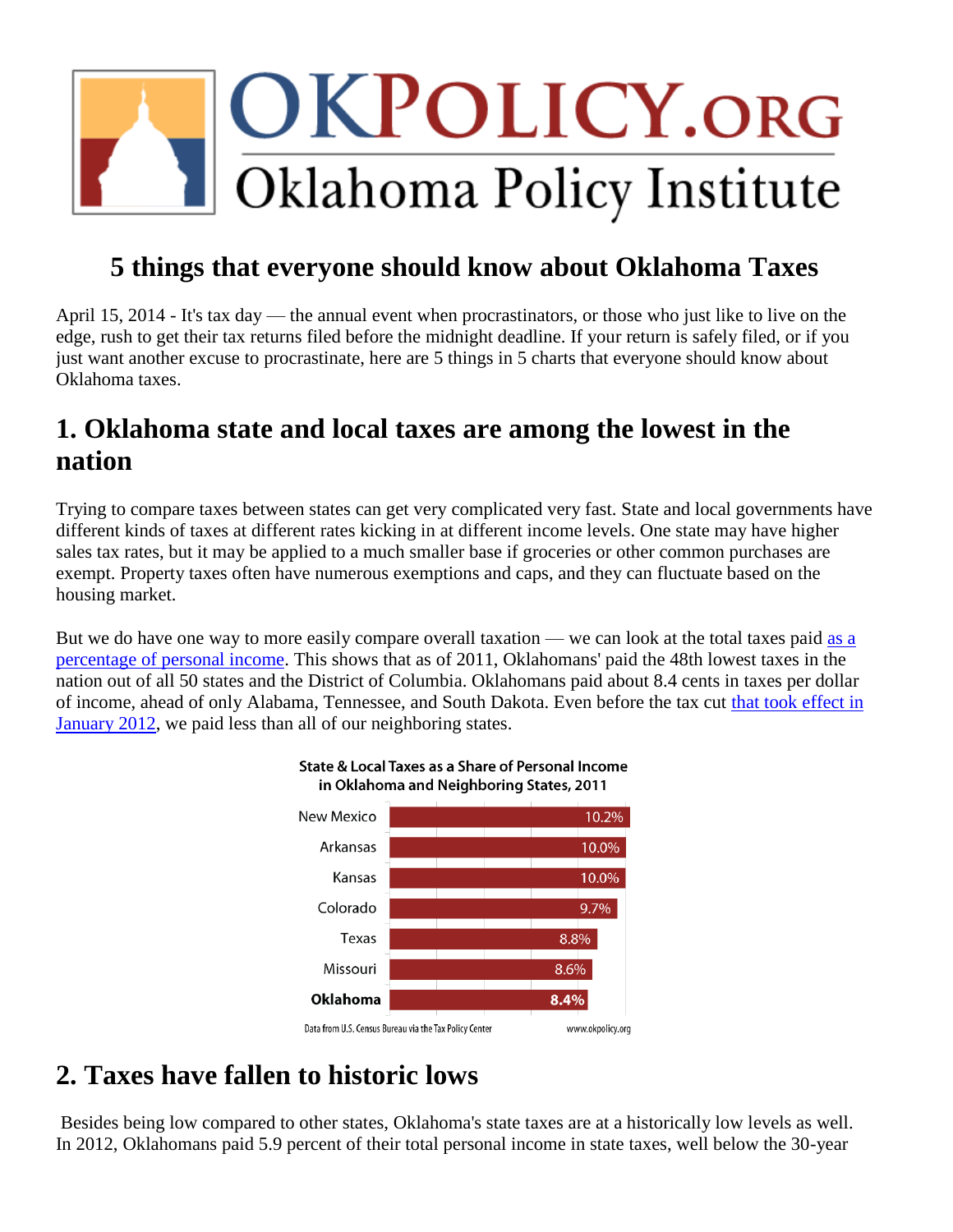# OKPOLICY.ORG
## Oklahoma Policy Institute

## 5 things that everyone should know about Oklahoma Taxes

April 15, 2014 - It's tax day — the annual event when procrastinators, or those who just like to live on the edge, rush to get their tax returns filed before the midnight deadline. If your return is safely filed, or if you just want another excuse to procrastinate, here are 5 things in 5 charts that everyone should know about Oklahoma taxes.

## 1. Oklahoma state and local taxes are among the lowest in the nation

Trying to compare taxes between states can get very complicated very fast. State and local governments have different kinds of taxes at different rates kicking in at different income levels. One state may have higher sales tax rates, but it may be applied to a much smaller base if groceries or other common purchases are exempt. Property taxes often have numerous exemptions and caps, and they can fluctuate based on the housing market.

But we do have one way to more easily compare overall taxation — we can look at the total taxes paid as a percentage of personal income. This shows that as of 2011, Oklahomans' paid the 48th lowest taxes in the nation out of all 50 states and the District of Columbia. Oklahomans paid about 8.4 cents in taxes per dollar of income, ahead of only Alabama, Tennessee, and South Dakota. Even before the tax cut that took effect in January 2012, we paid less than all of our neighboring states.

**State & Local Taxes as a Share of Personal Income in Oklahoma and Neighboring States, 2011**

| State | Share |
|---|---|
| New Mexico | 10.2% |
| Arkansas | 10.0% |
| Kansas | 10.0% |
| Colorado | 9.7% |
| Texas | 8.8% |
| Missouri | 8.6% |
| **Oklahoma** | **8.4%** |

Data from U.S. Census Bureau via the Tax Policy Center — www.okpolicy.org

## 2. Taxes have fallen to historic lows

Besides being low compared to other states, Oklahoma's state taxes are at a historically low levels as well. In 2012, Oklahomans paid 5.9 percent of their total personal income in state taxes, well below the 30-year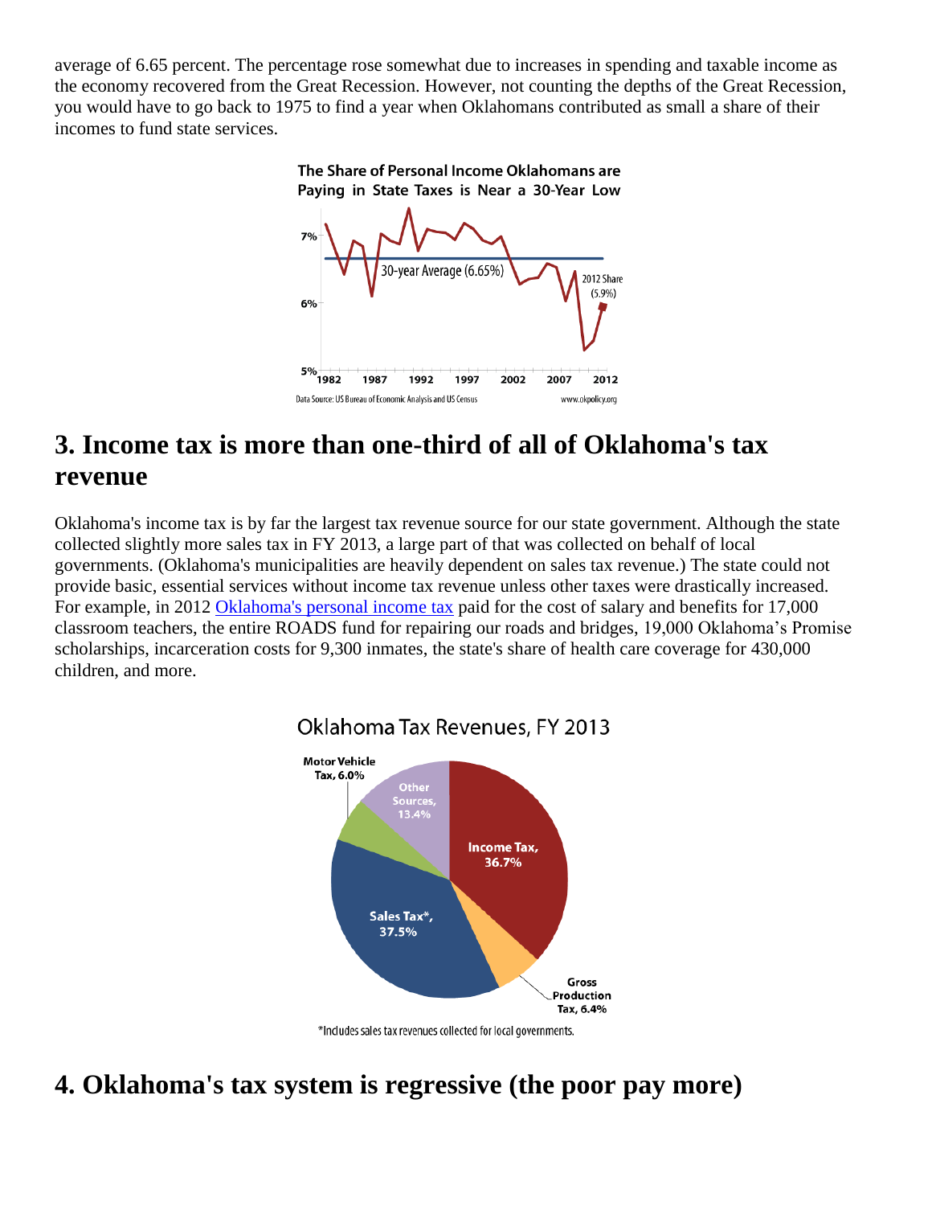average of 6.65 percent. The percentage rose somewhat due to increases in spending and taxable income as the economy recovered from the Great Recession. However, not counting the depths of the Great Recession, you would have to go back to 1975 to find a year when Oklahomans contributed as small a share of their incomes to fund state services.

The Share of Personal Income Oklahomans are Paying in State Taxes is Near a 30-Year Low

Data Source: US Bureau of Economic Analysis and US Census    www.okpolicy.org

## 3. Income tax is more than one-third of all of Oklahoma's tax revenue

Oklahoma's income tax is by far the largest tax revenue source for our state government. Although the state collected slightly more sales tax in FY 2013, a large part of that was collected on behalf of local governments. (Oklahoma's municipalities are heavily dependent on sales tax revenue.) The state could not provide basic, essential services without income tax revenue unless other taxes were drastically increased. For example, in 2012 [Oklahoma's personal income tax] paid for the cost of salary and benefits for 17,000 classroom teachers, the entire ROADS fund for repairing our roads and bridges, 19,000 Oklahoma's Promise scholarships, incarceration costs for 9,300 inmates, the state's share of health care coverage for 430,000 children, and more.

Oklahoma Tax Revenues, FY 2013

*Includes sales tax revenues collected for local governments.

## 4. Oklahoma's tax system is regressive (the poor pay more)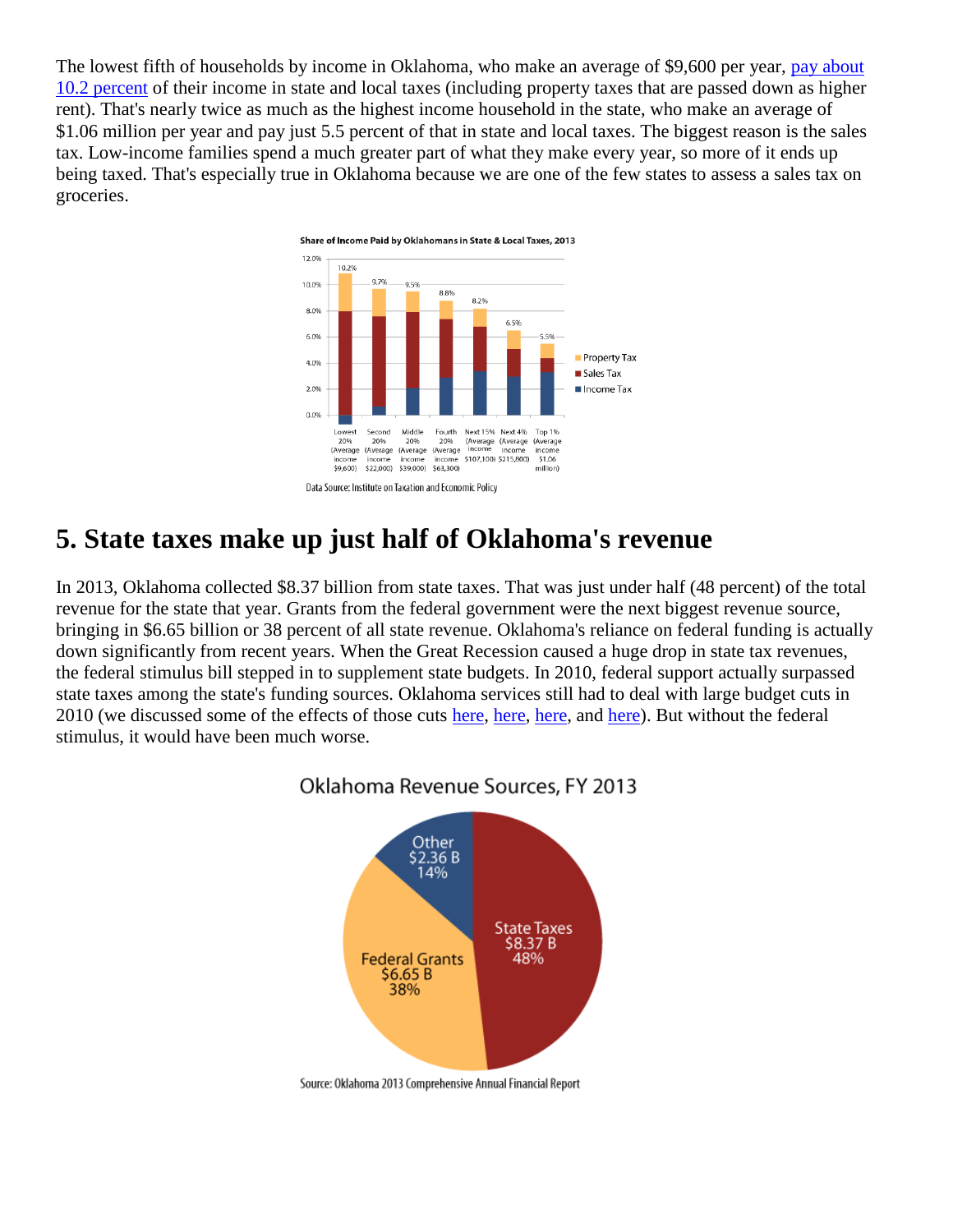The lowest fifth of households by income in Oklahoma, who make an average of $9,600 per year, pay about 10.2 percent of their income in state and local taxes (including property taxes that are passed down as higher rent). That's nearly twice as much as the highest income household in the state, who make an average of $1.06 million per year and pay just 5.5 percent of that in state and local taxes. The biggest reason is the sales tax. Low-income families spend a much greater part of what they make every year, so more of it ends up being taxed. That's especially true in Oklahoma because we are one of the few states to assess a sales tax on groceries.

**Share of Income Paid by Oklahomans in State & Local Taxes, 2013**

| Income group | Total share |
|---|---|
| Lowest 20% (Average income $9,600) | 10.2% |
| Second 20% (Average income $22,000) | 9.7% |
| Middle 20% (Average income $39,000) | 9.5% |
| Fourth 20% (Average income $63,300) | 8.8% |
| Next 15% (Average income $107,100) | 8.2% |
| Next 4% (Average income $215,800) | 6.5% |
| Top 1% (Average income $1.06 million) | 5.5% |

Property Tax / Sales Tax / Income Tax

Data Source: Institute on Taxation and Economic Policy

## 5. State taxes make up just half of Oklahoma's revenue

In 2013, Oklahoma collected $8.37 billion from state taxes. That was just under half (48 percent) of the total revenue for the state that year. Grants from the federal government were the next biggest revenue source, bringing in $6.65 billion or 38 percent of all state revenue. Oklahoma's reliance on federal funding is actually down significantly from recent years. When the Great Recession caused a huge drop in state tax revenues, the federal stimulus bill stepped in to supplement state budgets. In 2010, federal support actually surpassed state taxes among the state's funding sources. Oklahoma services still had to deal with large budget cuts in 2010 (we discussed some of the effects of those cuts here, here, here, and here). But without the federal stimulus, it would have been much worse.

**Oklahoma Revenue Sources, FY 2013**

| Source | Amount | Share |
|---|---|---|
| State Taxes | $8.37 B | 48% |
| Federal Grants | $6.65 B | 38% |
| Other | $2.36 B | 14% |

Source: Oklahoma 2013 Comprehensive Annual Financial Report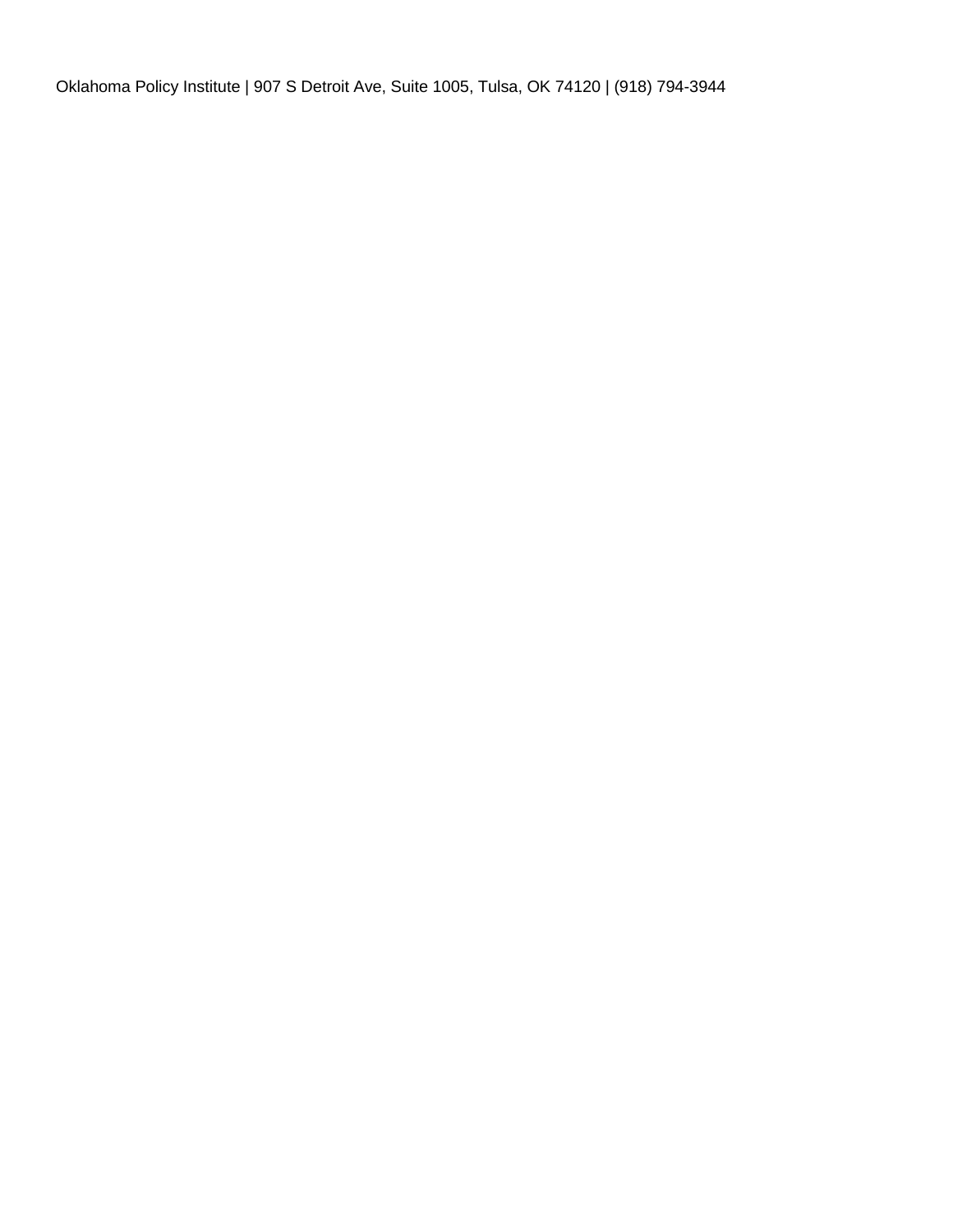Oklahoma Policy Institute | 907 S Detroit Ave, Suite 1005, Tulsa, OK 74120 | (918) 794-3944